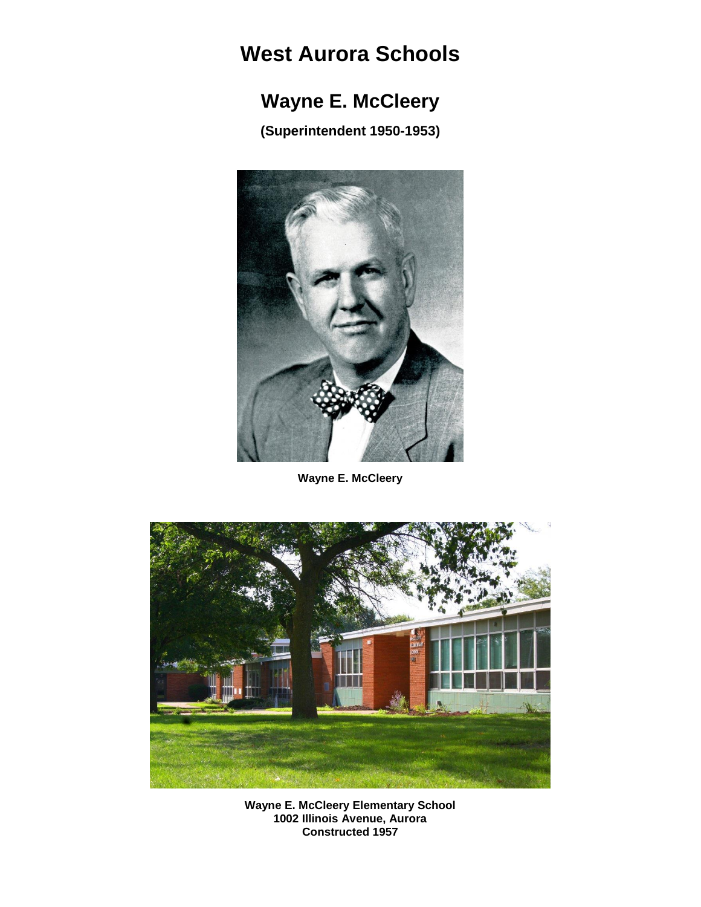# West Aurora Schools

## Wayne E. McCleery

**(Superintendent 1950-1953)**

**Wayne E. McCleery**

**Wayne E. McCleery Elementary School**
**1002 Illinois Avenue, Aurora**
**Constructed 1957**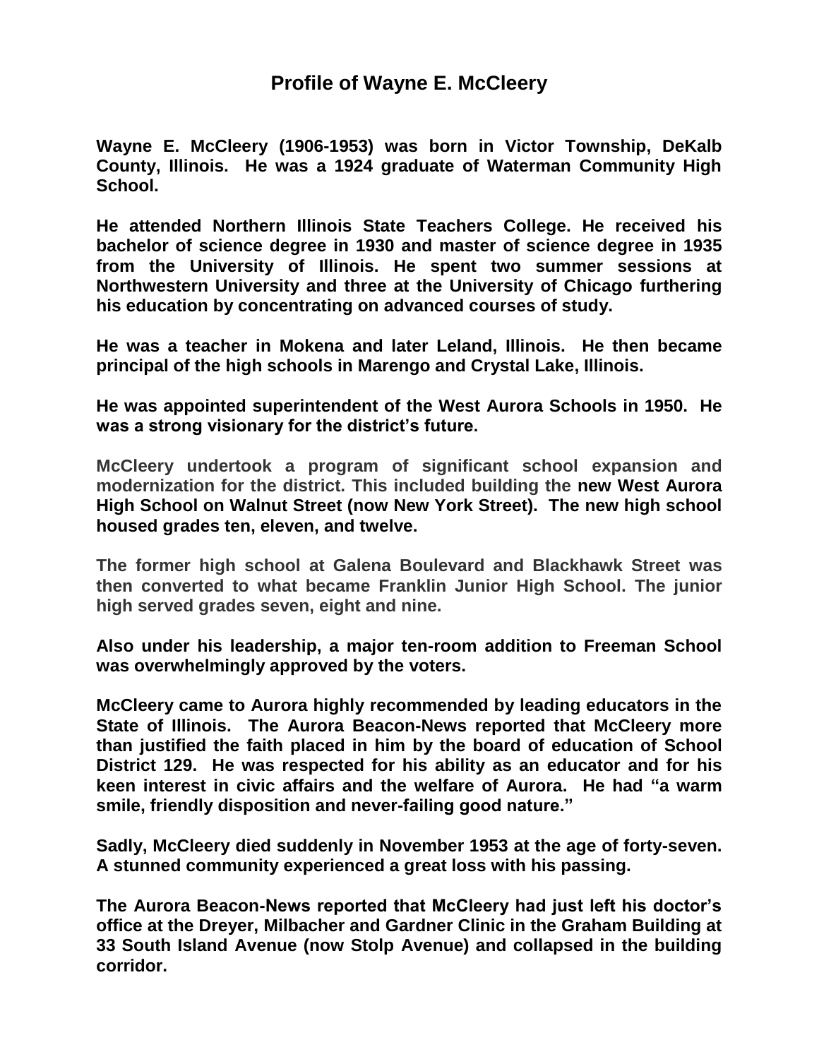# Profile of Wayne E. McCleery

**Wayne E. McCleery (1906-1953) was born in Victor Township, DeKalb County, Illinois. He was a 1924 graduate of Waterman Community High School.**

**He attended Northern Illinois State Teachers College. He received his bachelor of science degree in 1930 and master of science degree in 1935 from the University of Illinois. He spent two summer sessions at Northwestern University and three at the University of Chicago furthering his education by concentrating on advanced courses of study.**

**He was a teacher in Mokena and later Leland, Illinois. He then became principal of the high schools in Marengo and Crystal Lake, Illinois.**

**He was appointed superintendent of the West Aurora Schools in 1950. He was a strong visionary for the district's future.**

**McCleery undertook a program of significant school expansion and modernization for the district. This included building the new West Aurora High School on Walnut Street (now New York Street). The new high school housed grades ten, eleven, and twelve.**

**The former high school at Galena Boulevard and Blackhawk Street was then converted to what became Franklin Junior High School. The junior high served grades seven, eight and nine.**

**Also under his leadership, a major ten-room addition to Freeman School was overwhelmingly approved by the voters.**

**McCleery came to Aurora highly recommended by leading educators in the State of Illinois. The Aurora Beacon-News reported that McCleery more than justified the faith placed in him by the board of education of School District 129. He was respected for his ability as an educator and for his keen interest in civic affairs and the welfare of Aurora. He had "a warm smile, friendly disposition and never-failing good nature."**

**Sadly, McCleery died suddenly in November 1953 at the age of forty-seven. A stunned community experienced a great loss with his passing.**

**The Aurora Beacon-News reported that McCleery had just left his doctor's office at the Dreyer, Milbacher and Gardner Clinic in the Graham Building at 33 South Island Avenue (now Stolp Avenue) and collapsed in the building corridor.**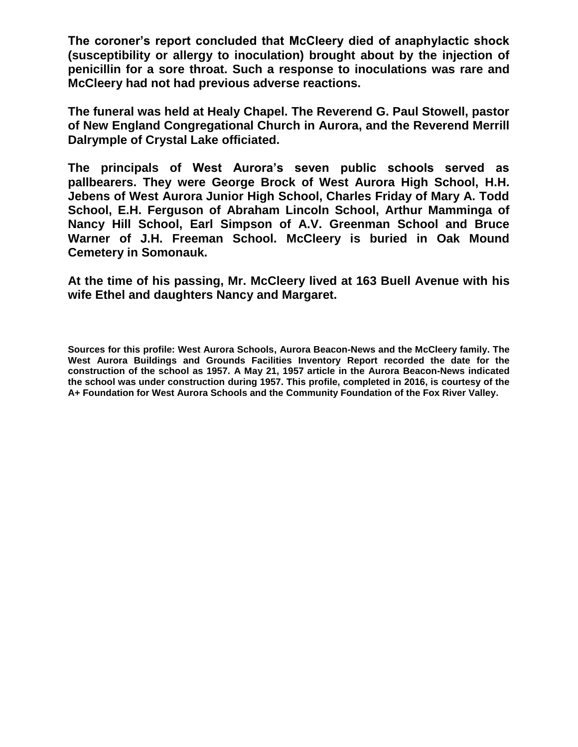**The coroner's report concluded that McCleery died of anaphylactic shock (susceptibility or allergy to inoculation) brought about by the injection of penicillin for a sore throat. Such a response to inoculations was rare and McCleery had not had previous adverse reactions.**

**The funeral was held at Healy Chapel. The Reverend G. Paul Stowell, pastor of New England Congregational Church in Aurora, and the Reverend Merrill Dalrymple of Crystal Lake officiated.**

**The principals of West Aurora's seven public schools served as pallbearers. They were George Brock of West Aurora High School, H.H. Jebens of West Aurora Junior High School, Charles Friday of Mary A. Todd School, E.H. Ferguson of Abraham Lincoln School, Arthur Mamminga of Nancy Hill School, Earl Simpson of A.V. Greenman School and Bruce Warner of J.H. Freeman School. McCleery is buried in Oak Mound Cemetery in Somonauk.**

**At the time of his passing, Mr. McCleery lived at 163 Buell Avenue with his wife Ethel and daughters Nancy and Margaret.**

**Sources for this profile: West Aurora Schools, Aurora Beacon-News and the McCleery family. The West Aurora Buildings and Grounds Facilities Inventory Report recorded the date for the construction of the school as 1957. A May 21, 1957 article in the Aurora Beacon-News indicated the school was under construction during 1957. This profile, completed in 2016, is courtesy of the A+ Foundation for West Aurora Schools and the Community Foundation of the Fox River Valley.**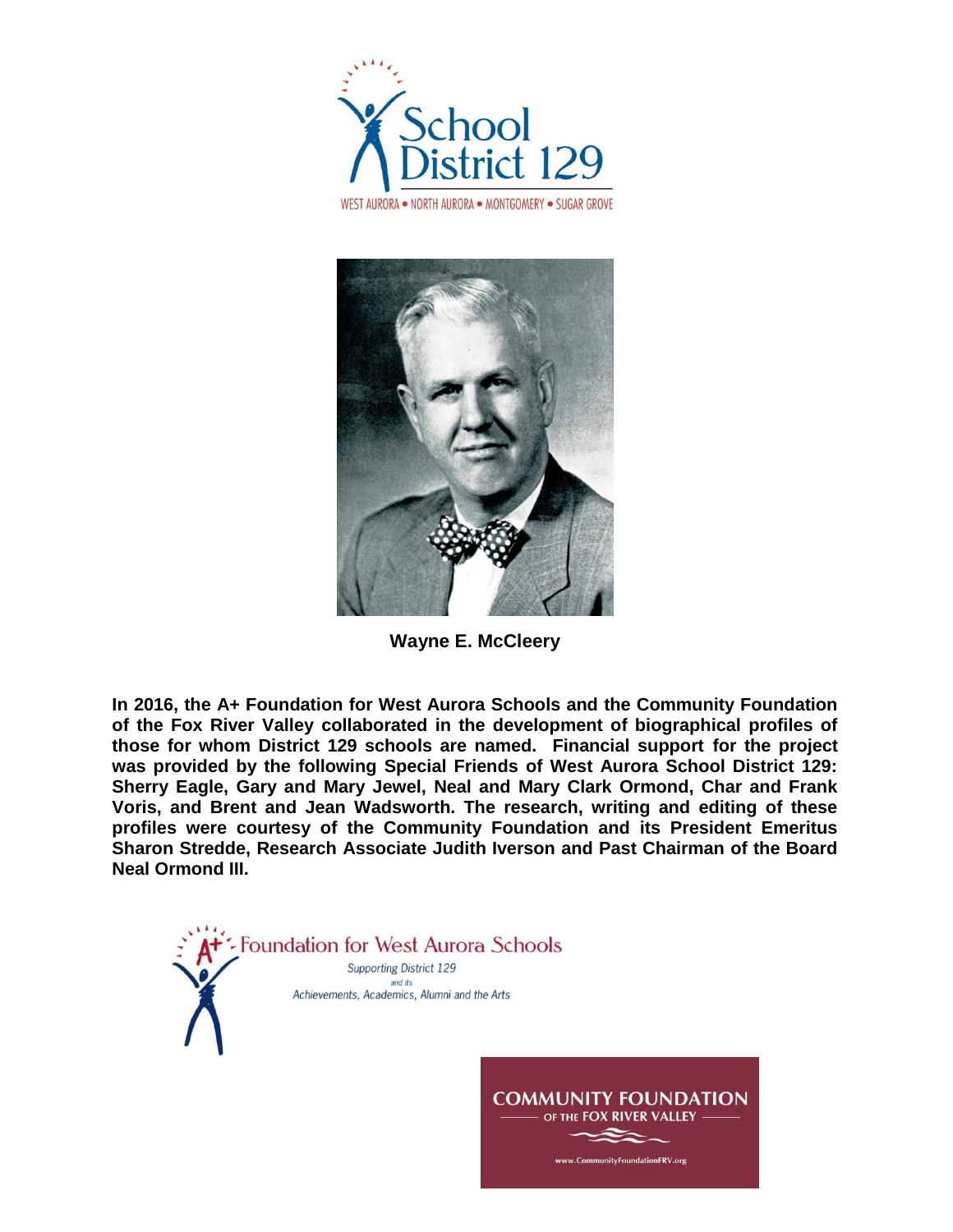School District 129

WEST AURORA • NORTH AURORA • MONTGOMERY • SUGAR GROVE

**Wayne E. McCleery**

**In 2016, the A+ Foundation for West Aurora Schools and the Community Foundation of the Fox River Valley collaborated in the development of biographical profiles of those for whom District 129 schools are named. Financial support for the project was provided by the following Special Friends of West Aurora School District 129: Sherry Eagle, Gary and Mary Jewel, Neal and Mary Clark Ormond, Char and Frank Voris, and Brent and Jean Wadsworth. The research, writing and editing of these profiles were courtesy of the Community Foundation and its President Emeritus Sharon Stredde, Research Associate Judith Iverson and Past Chairman of the Board Neal Ormond III.**

A+ Foundation for West Aurora Schools

*Supporting District 129*

*and its*

*Achievements, Academics, Alumni and the Arts*

COMMUNITY FOUNDATION OF THE FOX RIVER VALLEY

www.CommunityFoundationFRV.org